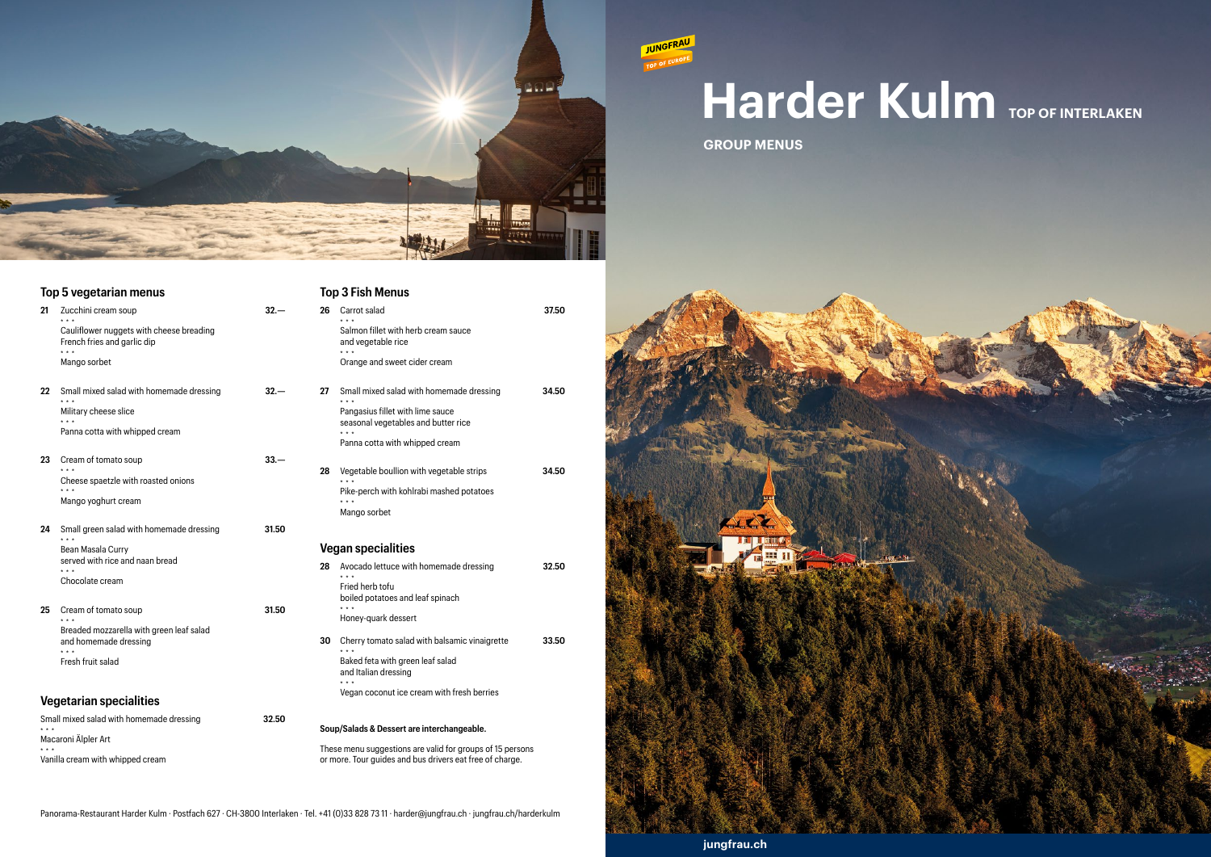# Harder Kulm TOP OF INTERLAKEN

## GROUP MENUS

## Top 5 vegetarian menus

**21** — 32.—

Zucchini cream soup

• • •

Cauliflower nuggets with cheese breading
French fries and garlic dip

• • •

Mango sorbet

**22** — 32.—

Small mixed salad with homemade dressing

• • •

Military cheese slice

• • •

Panna cotta with whipped cream

**23** — 33.—

Cream of tomato soup

• • •

Cheese spaetzle with roasted onions

• • •

Mango yoghurt cream

**24** — 31.50

Small green salad with homemade dressing

• • •

Bean Masala Curry
served with rice and naan bread

• • •

Chocolate cream

**25** — 31.50

Cream of tomato soup

• • •

Breaded mozzarella with green leaf salad
and homemade dressing

• • •

Fresh fruit salad

## Vegetarian specialities

32.50

Small mixed salad with homemade dressing

• • •

Macaroni Älpler Art

• • •

Vanilla cream with whipped cream

## Top 3 Fish Menus

**26** — 37.50

Carrot salad

• • •

Salmon fillet with herb cream sauce
and vegetable rice

• • •

Orange and sweet cider cream

**27** — 34.50

Small mixed salad with homemade dressing

• • •

Pangasius fillet with lime sauce
seasonal vegetables and butter rice

• • •

Panna cotta with whipped cream

**28** — 34.50

Vegetable boullion with vegetable strips

• • •

Pike-perch with kohlrabi mashed potatoes

• • •

Mango sorbet

## Vegan specialities

**28** — 32.50

Avocado lettuce with homemade dressing

• • •

Fried herb tofu
boiled potatoes and leaf spinach

• • •

Honey-quark dessert

**30** — 33.50

Cherry tomato salad with balsamic vinaigrette

• • •

Baked feta with green leaf salad
and Italian dressing

• • •

Vegan coconut ice cream with fresh berries

**Soup/Salads & Dessert are interchangeable.**

These menu suggestions are valid for groups of 15 persons or more. Tour guides and bus drivers eat free of charge.

Panorama-Restaurant Harder Kulm · Postfach 627 · CH-3800 Interlaken · Tel. +41 (0)33 828 73 11 · harder@jungfrau.ch · jungfrau.ch/harderkulm

jungfrau.ch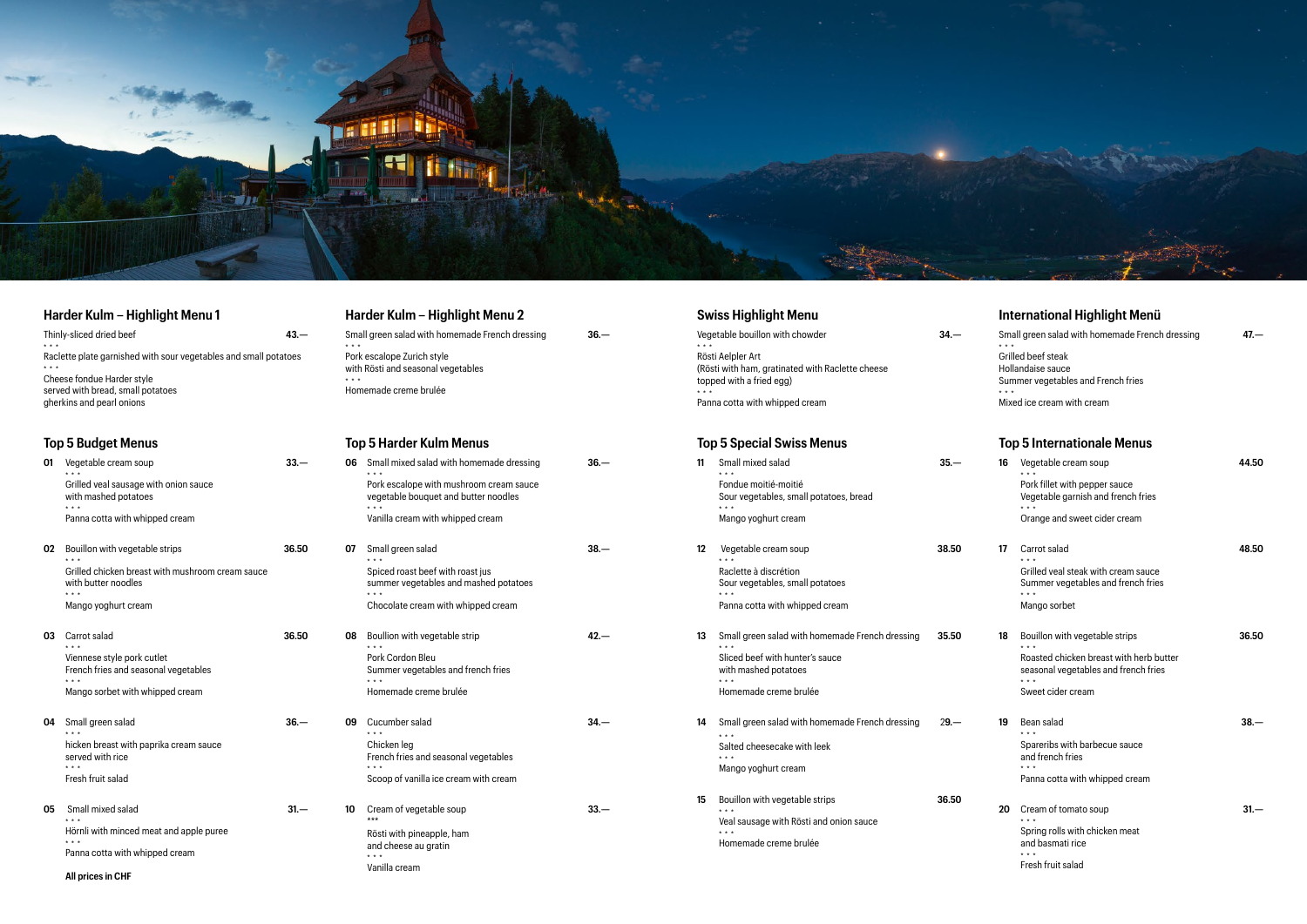## Harder Kulm – Highlight Menu 1

Thinly-sliced dried beef **43.—**

• • •

Raclette plate garnished with sour vegetables and small potatoes

• • •

Cheese fondue Harder style
served with bread, small potatoes
gherkins and pearl onions

## Top 5 Budget Menus

**01** Vegetable cream soup **33.—**

• • •

Grilled veal sausage with onion sauce
with mashed potatoes

• • •

Panna cotta with whipped cream

**02** Bouillon with vegetable strips **36.50**

• • •

Grilled chicken breast with mushroom cream sauce
with butter noodles

• • •

Mango yoghurt cream

**03** Carrot salad **36.50**

• • •

Viennese style pork cutlet
French fries and seasonal vegetables

• • •

Mango sorbet with whipped cream

**04** Small green salad **36.—**

• • •

hicken breast with paprika cream sauce
served with rice

• • •

Fresh fruit salad

**05** Small mixed salad **31.—**

• • •

Hörnli with minced meat and apple puree

• • •

Panna cotta with whipped cream

**All prices in CHF**

## Harder Kulm – Highlight Menu 2

Small green salad with homemade French dressing **36.—**

• • •

Pork escalope Zurich style
with Rösti and seasonal vegetables

• • •

Homemade creme brulée

## Top 5 Harder Kulm Menus

**06** Small mixed salad with homemade dressing **36.—**

• • •

Pork escalope with mushroom cream sauce
vegetable bouquet and butter noodles

• • •

Vanilla cream with whipped cream

**07** Small green salad **38.—**

• • •

Spiced roast beef with roast jus
summer vegetables and mashed potatoes

• • •

Chocolate cream with whipped cream

**08** Boullion with vegetable strip **42.—**

• • •

Pork Cordon Bleu
Summer vegetables and french fries

• • •

Homemade creme brulée

**09** Cucumber salad **34.—**

• • •

Chicken leg
French fries and seasonal vegetables

• • •

Scoop of vanilla ice cream with cream

**10** Cream of vegetable soup **33.—**

***

Rösti with pineapple, ham
and cheese au gratin

• • •

Vanilla cream

## Swiss Highlight Menu

Vegetable bouillon with chowder **34.—**

• • •

Rösti Aelpler Art
(Rösti with ham, gratinated with Raclette cheese
topped with a fried egg)

• • •

Panna cotta with whipped cream

## Top 5 Special Swiss Menus

**11** Small mixed salad **35.—**

• • •

Fondue moitié-moitié
Sour vegetables, small potatoes, bread

• • •

Mango yoghurt cream

**12** Vegetable cream soup **38.50**

• • •

Raclette à discrétion
Sour vegetables, small potatoes

• • •

Panna cotta with whipped cream

**13** Small green salad with homemade French dressing **35.50**

• • •

Sliced beef with hunter's sauce
with mashed potatoes

• • •

Homemade creme brulée

**14** Small green salad with homemade French dressing **29.—**

• • •

Salted cheesecake with leek

• • •

Mango yoghurt cream

**15** Bouillon with vegetable strips **36.50**

• • •

Veal sausage with Rösti and onion sauce

• • •

Homemade creme brulée

## International Highlight Menü

Small green salad with homemade French dressing **47.—**

• • •

Grilled beef steak
Hollandaise sauce
Summer vegetables and French fries

• • •

Mixed ice cream with cream

## Top 5 Internationale Menus

**16** Vegetable cream soup **44.50**

• • •

Pork fillet with pepper sauce
Vegetable garnish and french fries

• • •

Orange and sweet cider cream

**17** Carrot salad **48.50**

• • •

Grilled veal steak with cream sauce
Summer vegetables and french fries

• • •

Mango sorbet

**18** Bouillon with vegetable strips **36.50**

• • •

Roasted chicken breast with herb butter
seasonal vegetables and french fries

• • •

Sweet cider cream

**19** Bean salad **38.—**

• • •

Spareribs with barbecue sauce
and french fries

• • •

Panna cotta with whipped cream

**20** Cream of tomato soup **31.—**

• • •

Spring rolls with chicken meat
and basmati rice

• • •

Fresh fruit salad